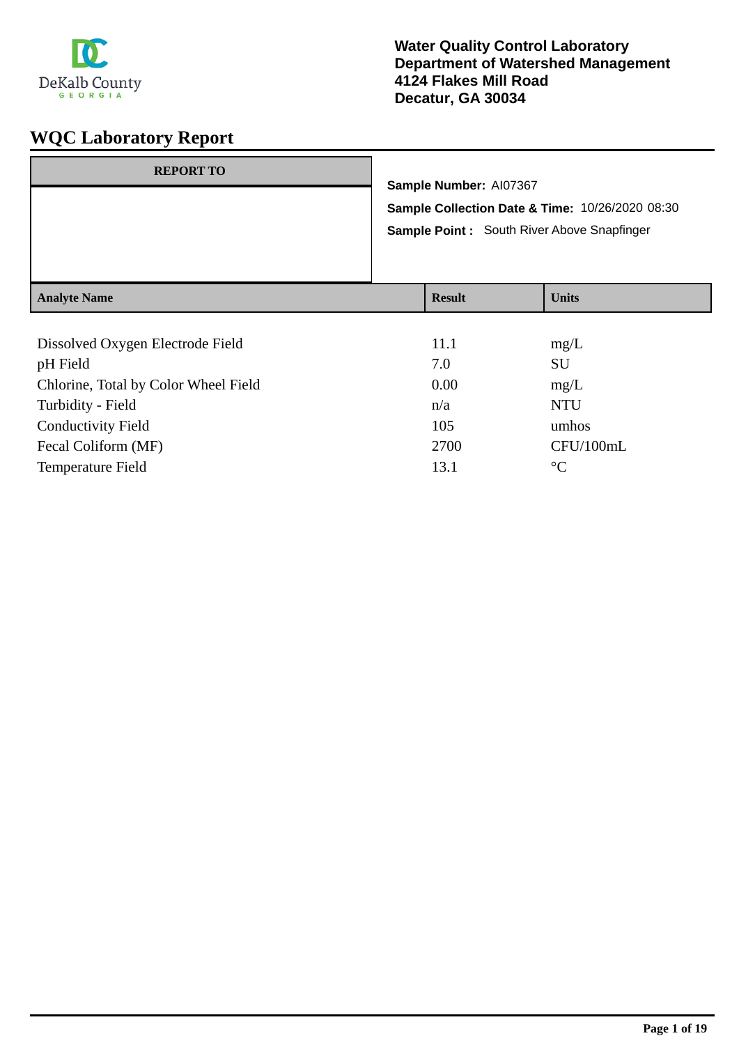DeKalb County
GEORGIA

**Water Quality Control Laboratory**
**Department of Watershed Management**
**4124 Flakes Mill Road**
**Decatur, GA 30034**

# WQC Laboratory Report

| REPORT TO |
|---|
| |

**Sample Number:** AI07367

**Sample Collection Date & Time:** 10/26/2020 08:30

**Sample Point :** South River Above Snapfinger

| Analyte Name | Result | Units |
|---|---|---|
| Dissolved Oxygen Electrode Field | 11.1 | mg/L |
| pH Field | 7.0 | SU |
| Chlorine, Total by Color Wheel Field | 0.00 | mg/L |
| Turbidity - Field | n/a | NTU |
| Conductivity Field | 105 | umhos |
| Fecal Coliform (MF) | 2700 | CFU/100mL |
| Temperature Field | 13.1 | °C |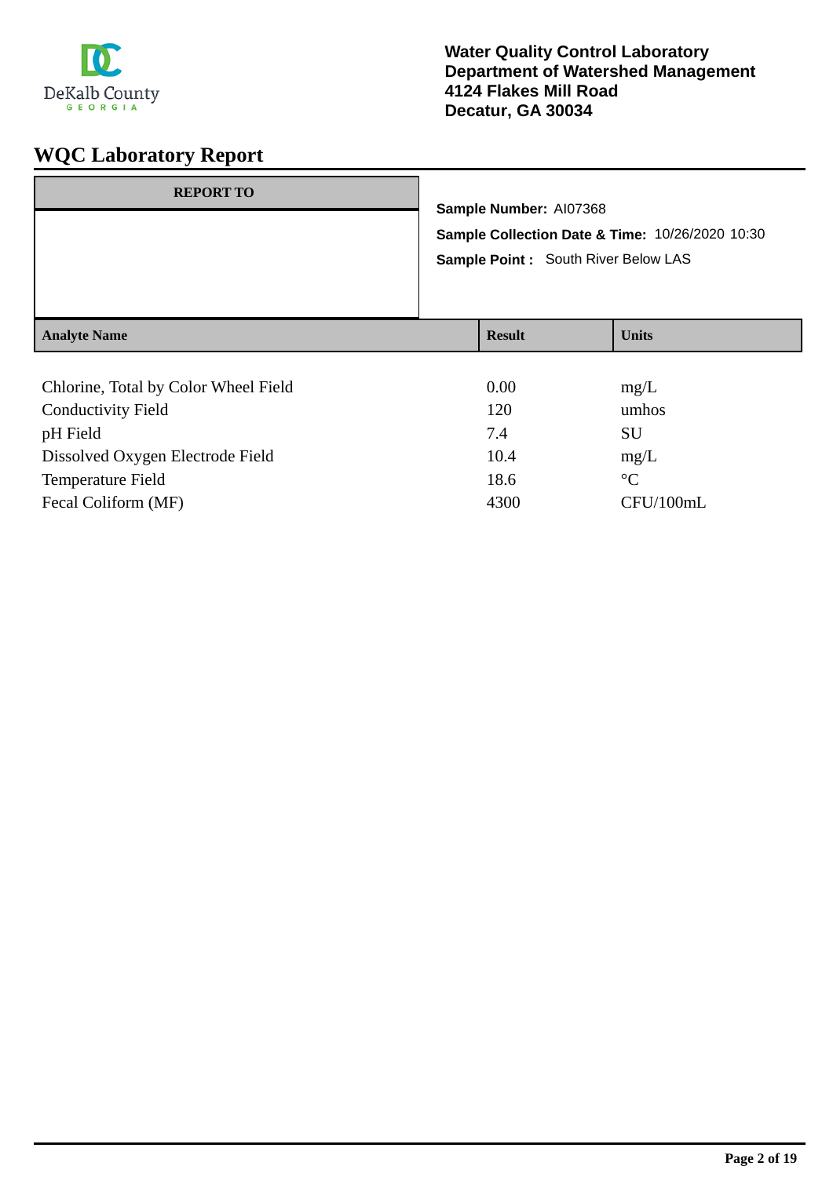DeKalb County GEORGIA

**Water Quality Control Laboratory**
**Department of Watershed Management**
**4124 Flakes Mill Road**
**Decatur, GA 30034**

# WQC Laboratory Report

| REPORT TO |
| --- |
| |

**Sample Number:** AI07368

**Sample Collection Date & Time:** 10/26/2020 10:30

**Sample Point :** South River Below LAS

| Analyte Name | Result | Units |
| --- | --- | --- |
| Chlorine, Total by Color Wheel Field | 0.00 | mg/L |
| Conductivity Field | 120 | umhos |
| pH Field | 7.4 | SU |
| Dissolved Oxygen Electrode Field | 10.4 | mg/L |
| Temperature Field | 18.6 | °C |
| Fecal Coliform (MF) | 4300 | CFU/100mL |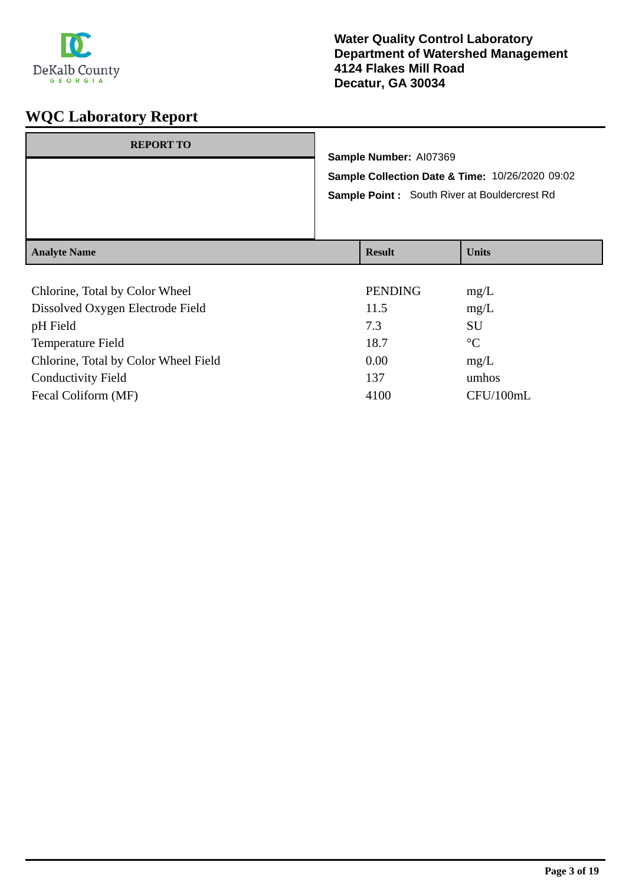DeKalb County GEORGIA

**Water Quality Control Laboratory**
**Department of Watershed Management**
**4124 Flakes Mill Road**
**Decatur, GA 30034**

# WQC Laboratory Report

| REPORT TO |
|---|
| |

**Sample Number:** AI07369

**Sample Collection Date & Time:** 10/26/2020 09:02

**Sample Point :** South River at Bouldercrest Rd

| Analyte Name | Result | Units |
|---|---|---|
| Chlorine, Total by Color Wheel | PENDING | mg/L |
| Dissolved Oxygen Electrode Field | 11.5 | mg/L |
| pH Field | 7.3 | SU |
| Temperature Field | 18.7 | °C |
| Chlorine, Total by Color Wheel Field | 0.00 | mg/L |
| Conductivity Field | 137 | umhos |
| Fecal Coliform (MF) | 4100 | CFU/100mL |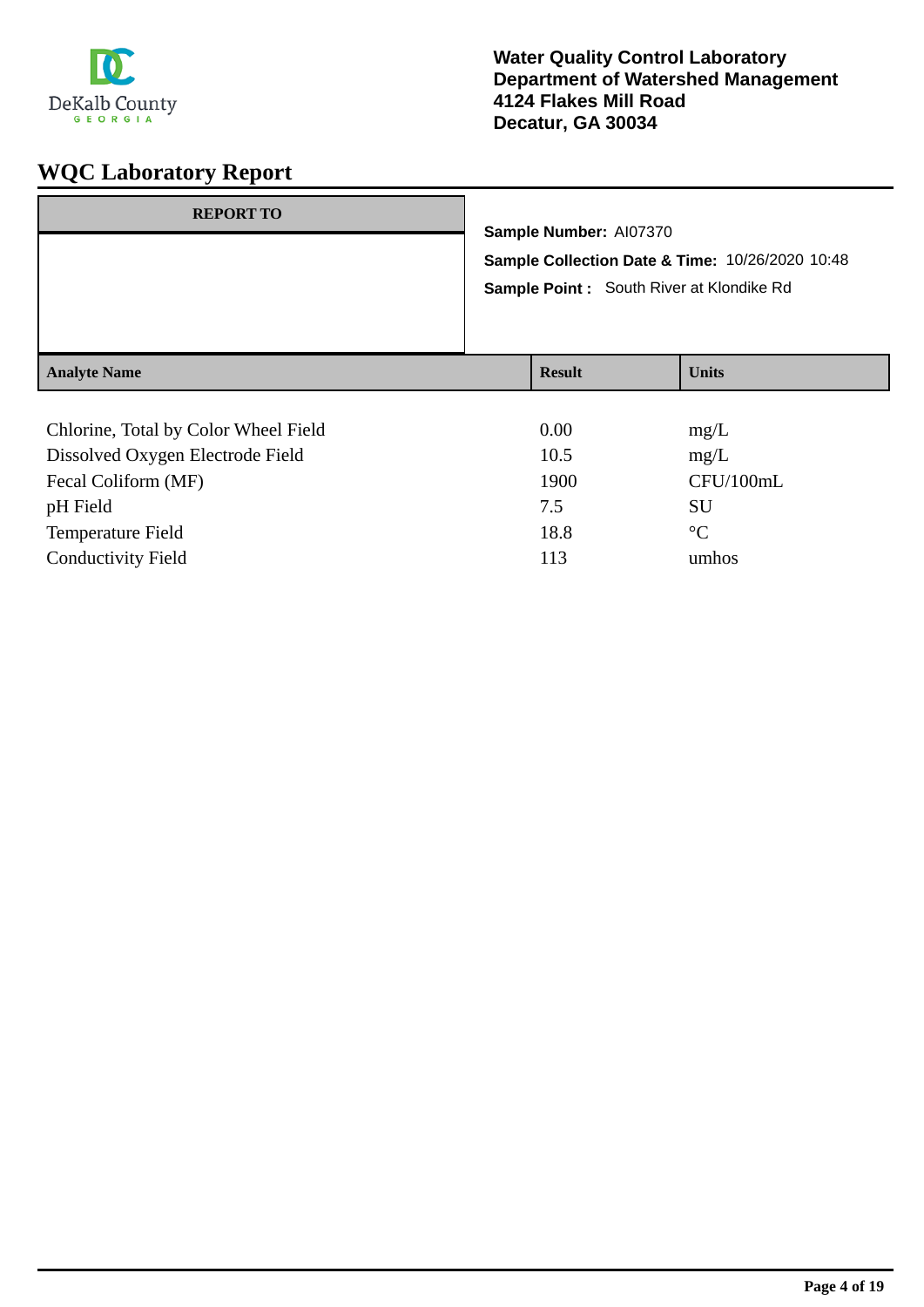DeKalb County
GEORGIA

**Water Quality Control Laboratory**
**Department of Watershed Management**
**4124 Flakes Mill Road**
**Decatur, GA 30034**

# WQC Laboratory Report

| REPORT TO |
| --- |
| |

**Sample Number:** AI07370

**Sample Collection Date & Time:** 10/26/2020 10:48

**Sample Point :** South River at Klondike Rd

| Analyte Name | Result | Units |
| --- | --- | --- |
| Chlorine, Total by Color Wheel Field | 0.00 | mg/L |
| Dissolved Oxygen Electrode Field | 10.5 | mg/L |
| Fecal Coliform (MF) | 1900 | CFU/100mL |
| pH Field | 7.5 | SU |
| Temperature Field | 18.8 | °C |
| Conductivity Field | 113 | umhos |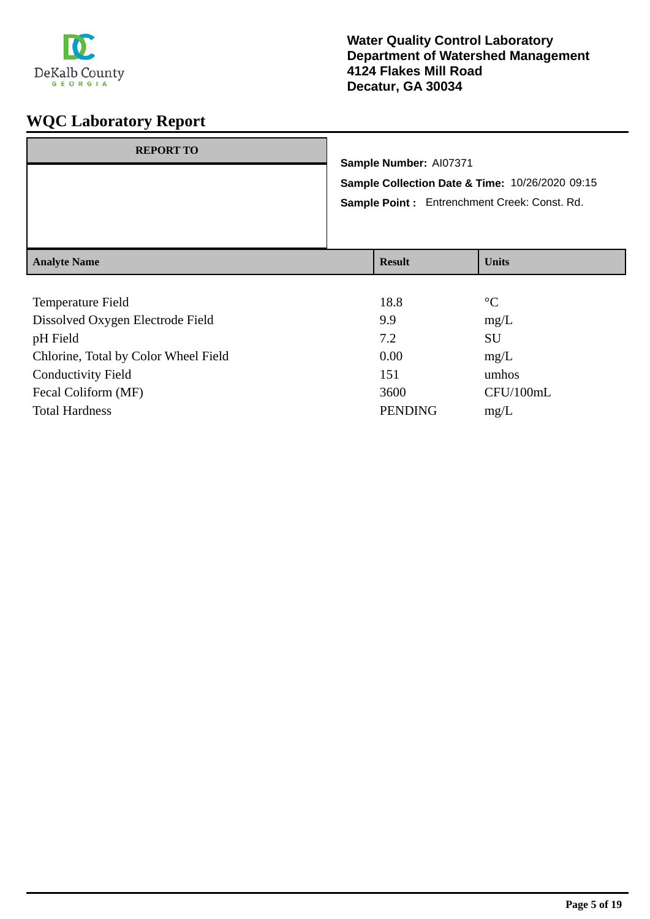DeKalb County
GEORGIA

**Water Quality Control Laboratory**
**Department of Watershed Management**
**4124 Flakes Mill Road**
**Decatur, GA 30034**

# WQC Laboratory Report

| REPORT TO |
|---|
| |

**Sample Number:** AI07371

**Sample Collection Date & Time:** 10/26/2020 09:15

**Sample Point :** Entrenchment Creek: Const. Rd.

| Analyte Name | Result | Units |
|---|---|---|
| Temperature Field | 18.8 | °C |
| Dissolved Oxygen Electrode Field | 9.9 | mg/L |
| pH Field | 7.2 | SU |
| Chlorine, Total by Color Wheel Field | 0.00 | mg/L |
| Conductivity Field | 151 | umhos |
| Fecal Coliform (MF) | 3600 | CFU/100mL |
| Total Hardness | PENDING | mg/L |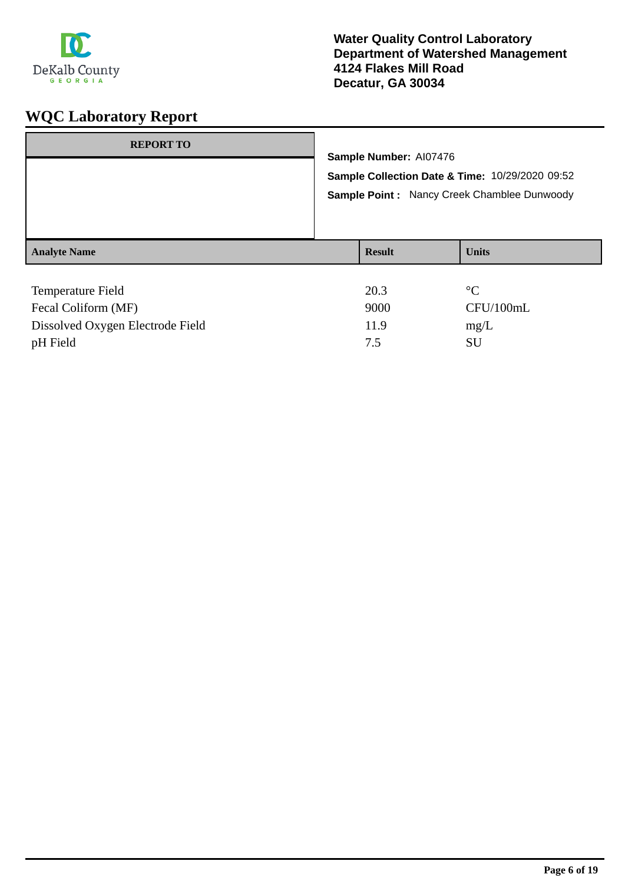**Water Quality Control Laboratory**
**Department of Watershed Management**
**4124 Flakes Mill Road**
**Decatur, GA 30034**

# WQC Laboratory Report

| REPORT TO |
|---|
| |

**Sample Number:** AI07476

**Sample Collection Date & Time:** 10/29/2020 09:52

**Sample Point :** Nancy Creek Chamblee Dunwoody

| Analyte Name | Result | Units |
|---|---|---|
| Temperature Field | 20.3 | °C |
| Fecal Coliform (MF) | 9000 | CFU/100mL |
| Dissolved Oxygen Electrode Field | 11.9 | mg/L |
| pH Field | 7.5 | SU |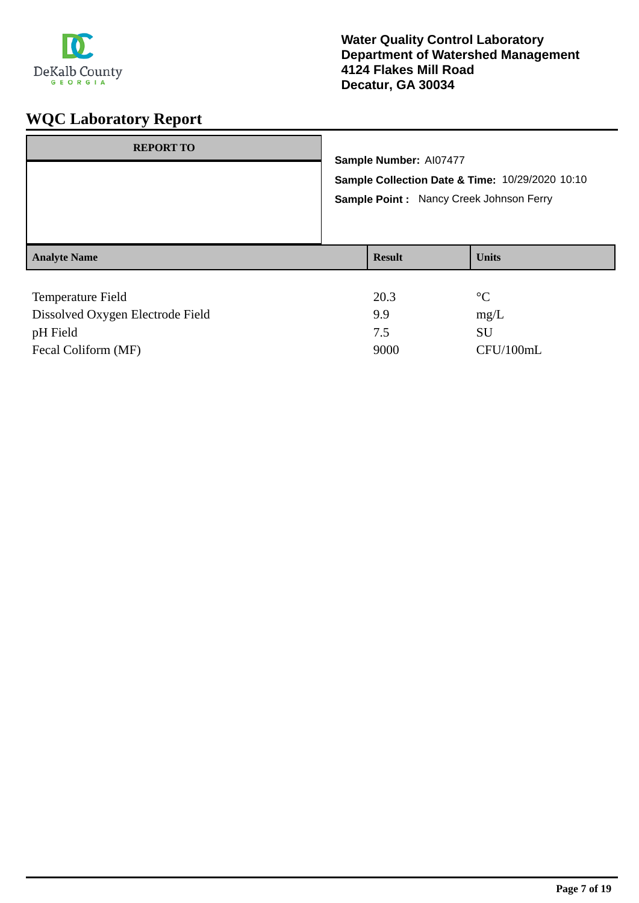DeKalb County GEORGIA

**Water Quality Control Laboratory**
**Department of Watershed Management**
**4124 Flakes Mill Road**
**Decatur, GA 30034**

# WQC Laboratory Report

| REPORT TO |
| --- |
| |

**Sample Number:** AI07477

**Sample Collection Date & Time:** 10/29/2020 10:10

**Sample Point :** Nancy Creek Johnson Ferry

| Analyte Name | Result | Units |
| --- | --- | --- |
| Temperature Field | 20.3 | °C |
| Dissolved Oxygen Electrode Field | 9.9 | mg/L |
| pH Field | 7.5 | SU |
| Fecal Coliform (MF) | 9000 | CFU/100mL |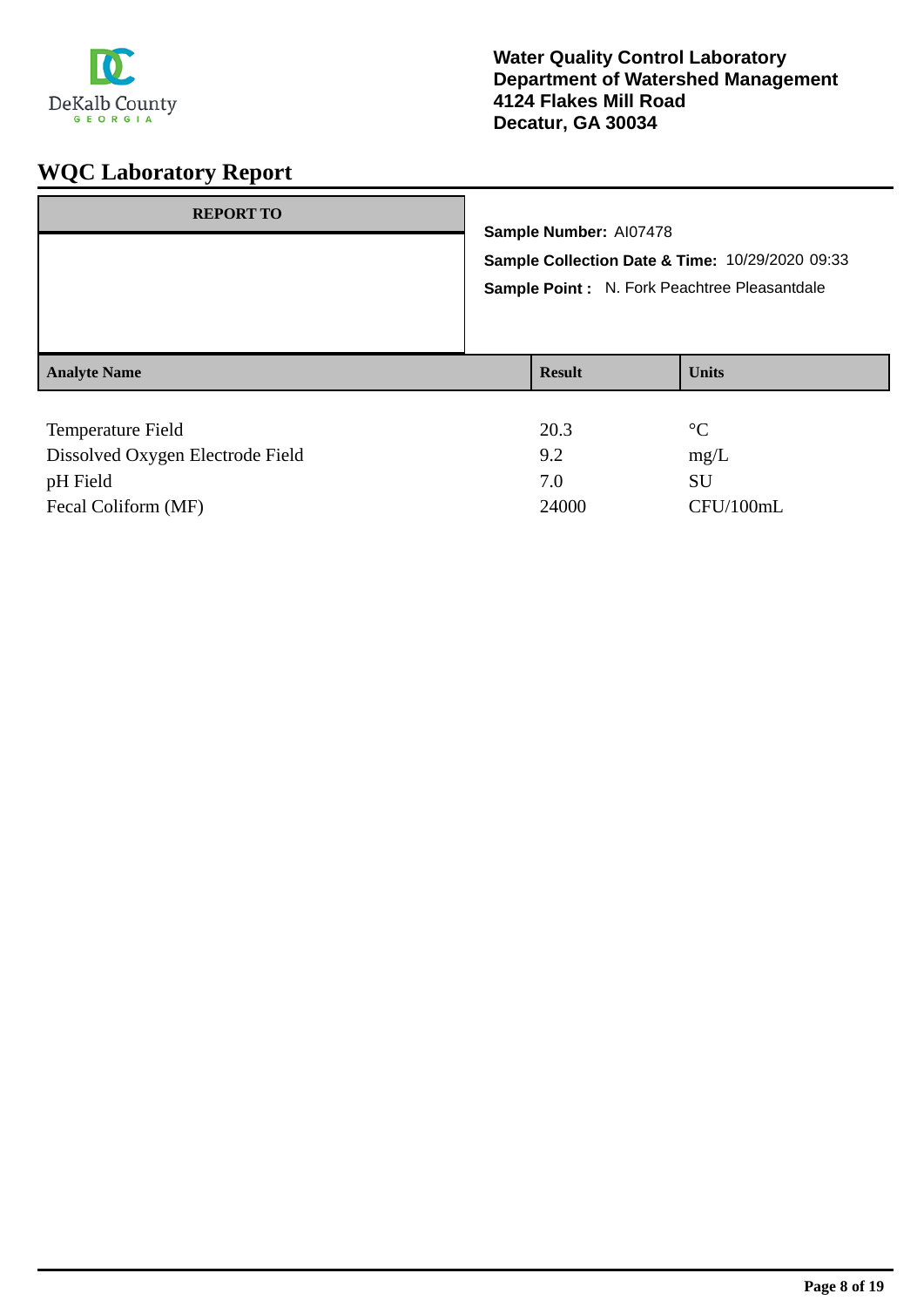DeKalb County
GEORGIA

**Water Quality Control Laboratory**
**Department of Watershed Management**
**4124 Flakes Mill Road**
**Decatur, GA 30034**

# WQC Laboratory Report

| REPORT TO |
| --- |
| |

**Sample Number:** AI07478

**Sample Collection Date & Time:** 10/29/2020 09:33

**Sample Point :** N. Fork Peachtree Pleasantdale

| Analyte Name | Result | Units |
| --- | --- | --- |
| Temperature Field | 20.3 | °C |
| Dissolved Oxygen Electrode Field | 9.2 | mg/L |
| pH Field | 7.0 | SU |
| Fecal Coliform (MF) | 24000 | CFU/100mL |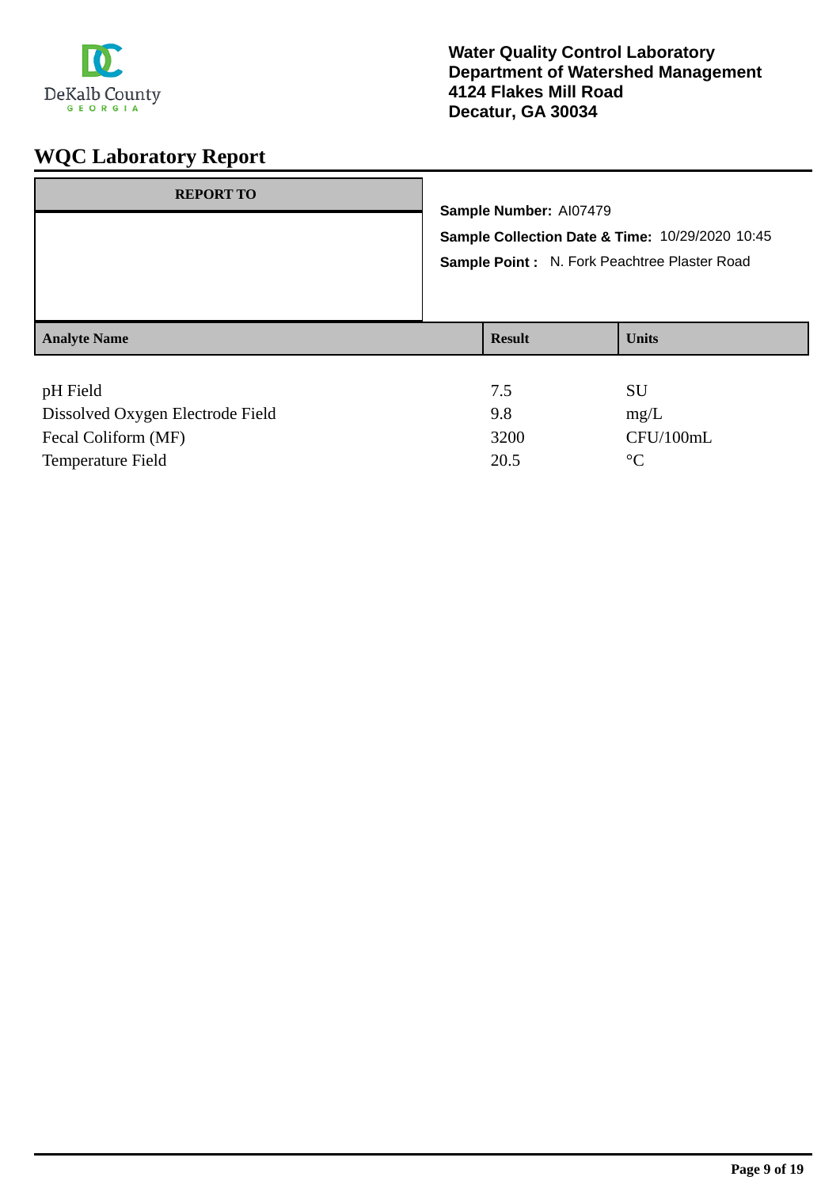**Water Quality Control Laboratory**
**Department of Watershed Management**
**4124 Flakes Mill Road**
**Decatur, GA 30034**

# WQC Laboratory Report

**REPORT TO**

**Sample Number:** AI07479

**Sample Collection Date & Time:** 10/29/2020 10:45

**Sample Point :** N. Fork Peachtree Plaster Road

| Analyte Name | Result | Units |
|---|---|---|
| pH Field | 7.5 | SU |
| Dissolved Oxygen Electrode Field | 9.8 | mg/L |
| Fecal Coliform (MF) | 3200 | CFU/100mL |
| Temperature Field | 20.5 | °C |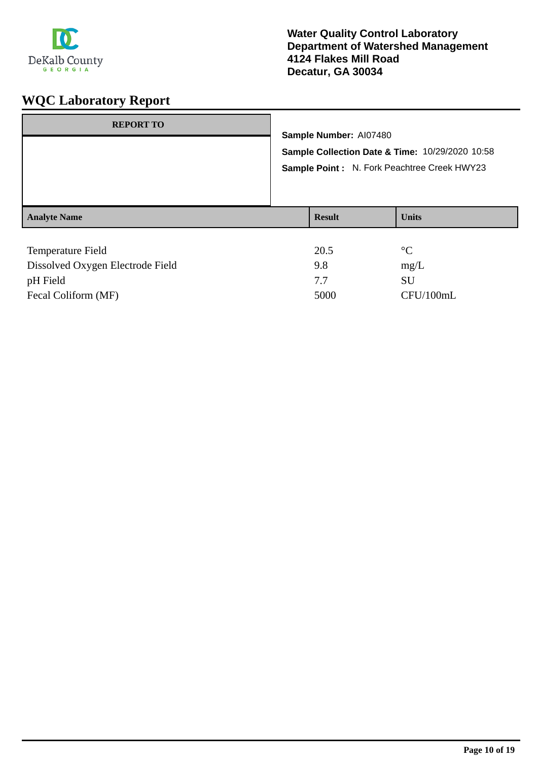**Water Quality Control Laboratory**
**Department of Watershed Management**
**4124 Flakes Mill Road**
**Decatur, GA 30034**

# WQC Laboratory Report

| REPORT TO |
| --- |
| |

**Sample Number:** AI07480

**Sample Collection Date & Time:** 10/29/2020 10:58

**Sample Point :** N. Fork Peachtree Creek HWY23

| Analyte Name | Result | Units |
| --- | --- | --- |
| Temperature Field | 20.5 | °C |
| Dissolved Oxygen Electrode Field | 9.8 | mg/L |
| pH Field | 7.7 | SU |
| Fecal Coliform (MF) | 5000 | CFU/100mL |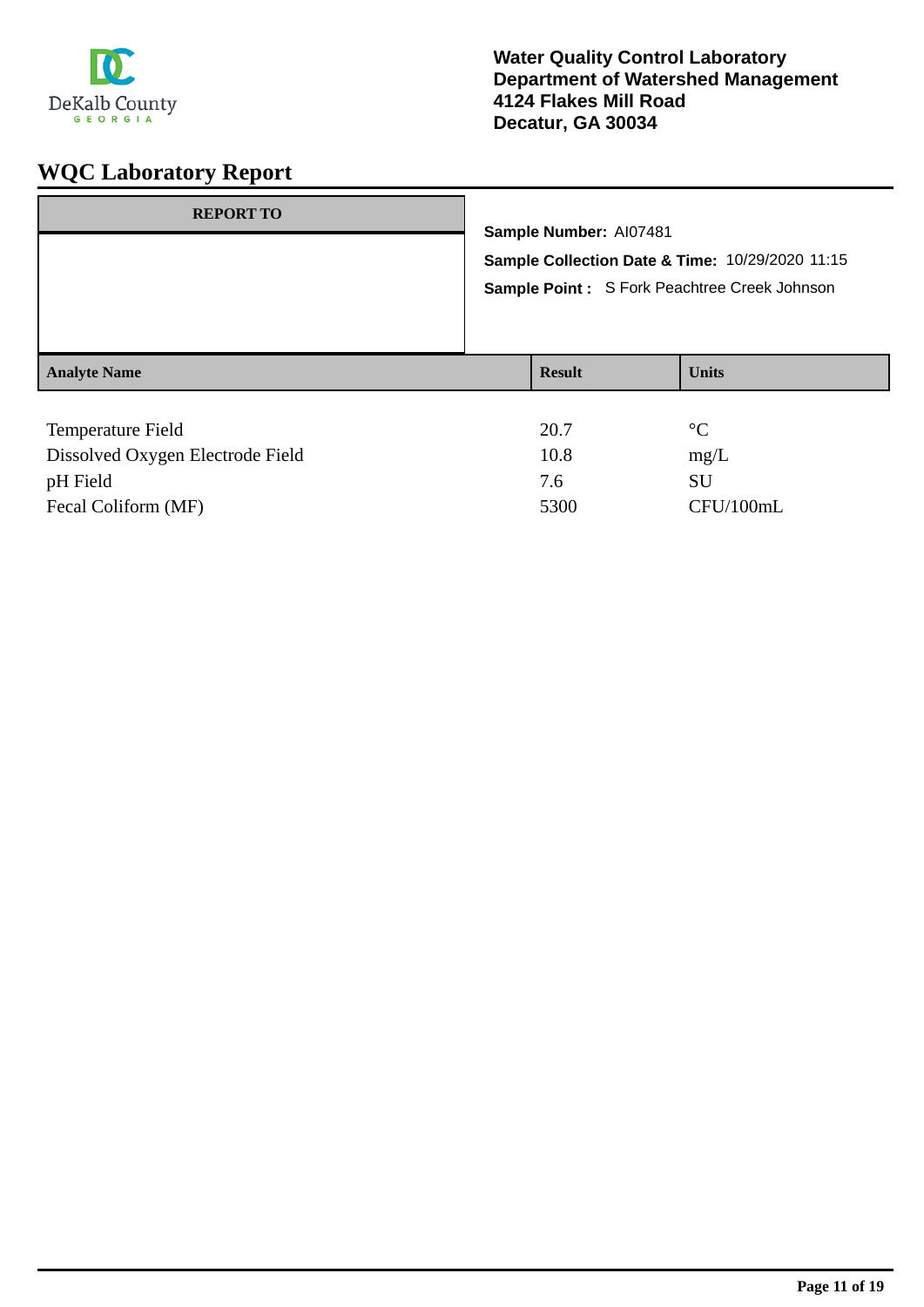**Water Quality Control Laboratory**
**Department of Watershed Management**
**4124 Flakes Mill Road**
**Decatur, GA 30034**

# WQC Laboratory Report

**REPORT TO**

**Sample Number:** AI07481

**Sample Collection Date & Time:** 10/29/2020 11:15

**Sample Point :** S Fork Peachtree Creek Johnson

| Analyte Name | Result | Units |
|---|---|---|
| Temperature Field | 20.7 | °C |
| Dissolved Oxygen Electrode Field | 10.8 | mg/L |
| pH Field | 7.6 | SU |
| Fecal Coliform (MF) | 5300 | CFU/100mL |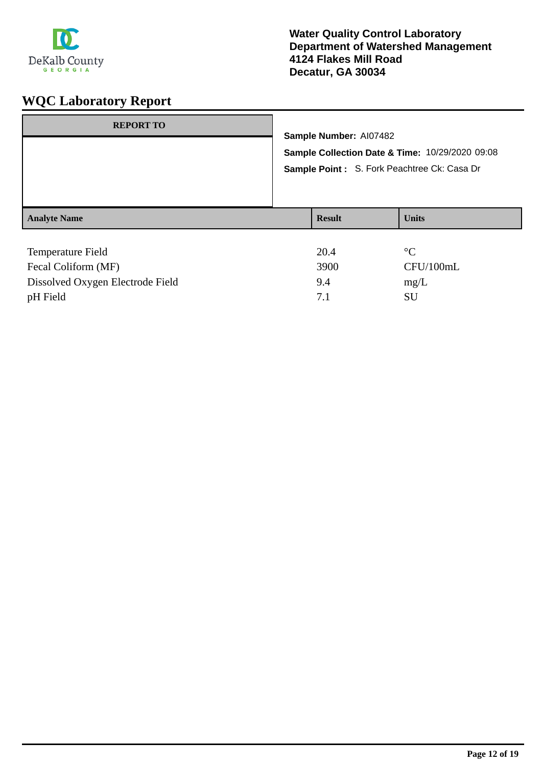**Water Quality Control Laboratory**
**Department of Watershed Management**
**4124 Flakes Mill Road**
**Decatur, GA 30034**

# WQC Laboratory Report

| REPORT TO |
|---|
| |

**Sample Number:** AI07482

**Sample Collection Date & Time:** 10/29/2020 09:08

**Sample Point :** S. Fork Peachtree Ck: Casa Dr

| Analyte Name | Result | Units |
|---|---|---|
| Temperature Field | 20.4 | °C |
| Fecal Coliform (MF) | 3900 | CFU/100mL |
| Dissolved Oxygen Electrode Field | 9.4 | mg/L |
| pH Field | 7.1 | SU |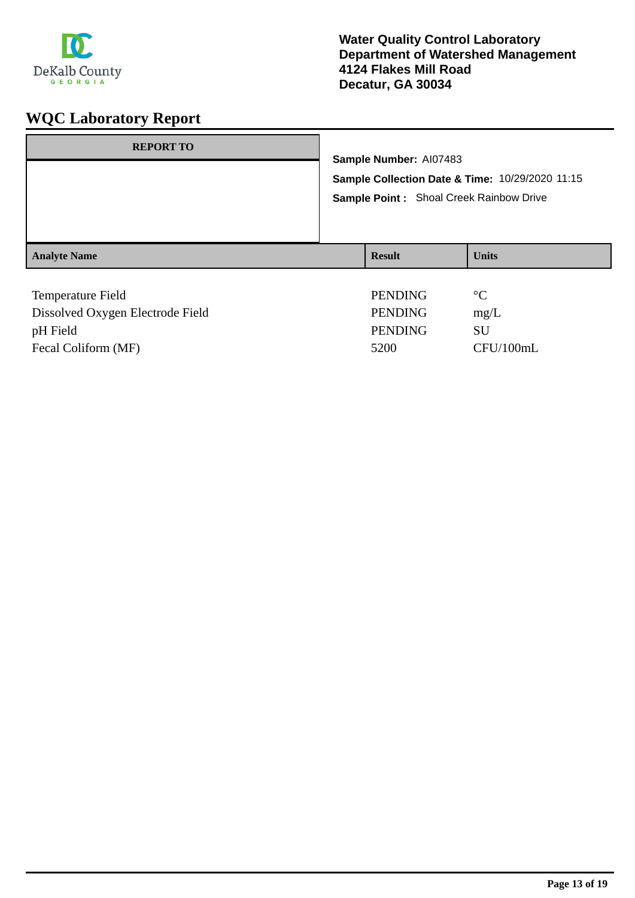DeKalb County
GEORGIA

**Water Quality Control Laboratory**
**Department of Watershed Management**
**4124 Flakes Mill Road**
**Decatur, GA 30034**

# WQC Laboratory Report

| REPORT TO |
|---|
| |

**Sample Number:** AI07483

**Sample Collection Date & Time:** 10/29/2020 11:15

**Sample Point :** Shoal Creek Rainbow Drive

| Analyte Name | Result | Units |
|---|---|---|
| Temperature Field | PENDING | °C |
| Dissolved Oxygen Electrode Field | PENDING | mg/L |
| pH Field | PENDING | SU |
| Fecal Coliform (MF) | 5200 | CFU/100mL |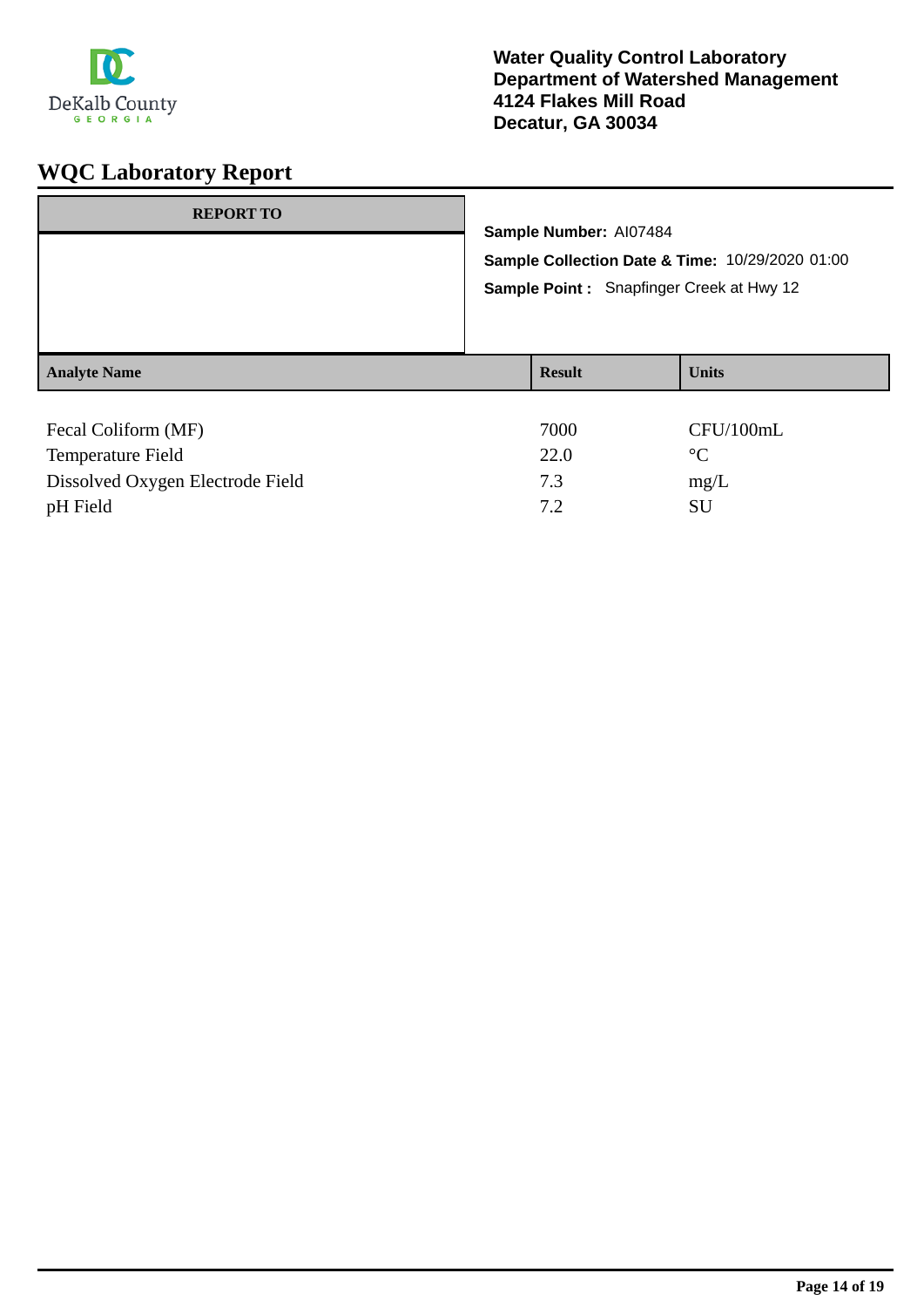DeKalb County
GEORGIA

**Water Quality Control Laboratory**
**Department of Watershed Management**
**4124 Flakes Mill Road**
**Decatur, GA 30034**

# WQC Laboratory Report

| REPORT TO |
|---|
| |

**Sample Number:** AI07484

**Sample Collection Date & Time:** 10/29/2020 01:00

**Sample Point :** Snapfinger Creek at Hwy 12

| Analyte Name | Result | Units |
|---|---|---|
| Fecal Coliform (MF) | 7000 | CFU/100mL |
| Temperature Field | 22.0 | °C |
| Dissolved Oxygen Electrode Field | 7.3 | mg/L |
| pH Field | 7.2 | SU |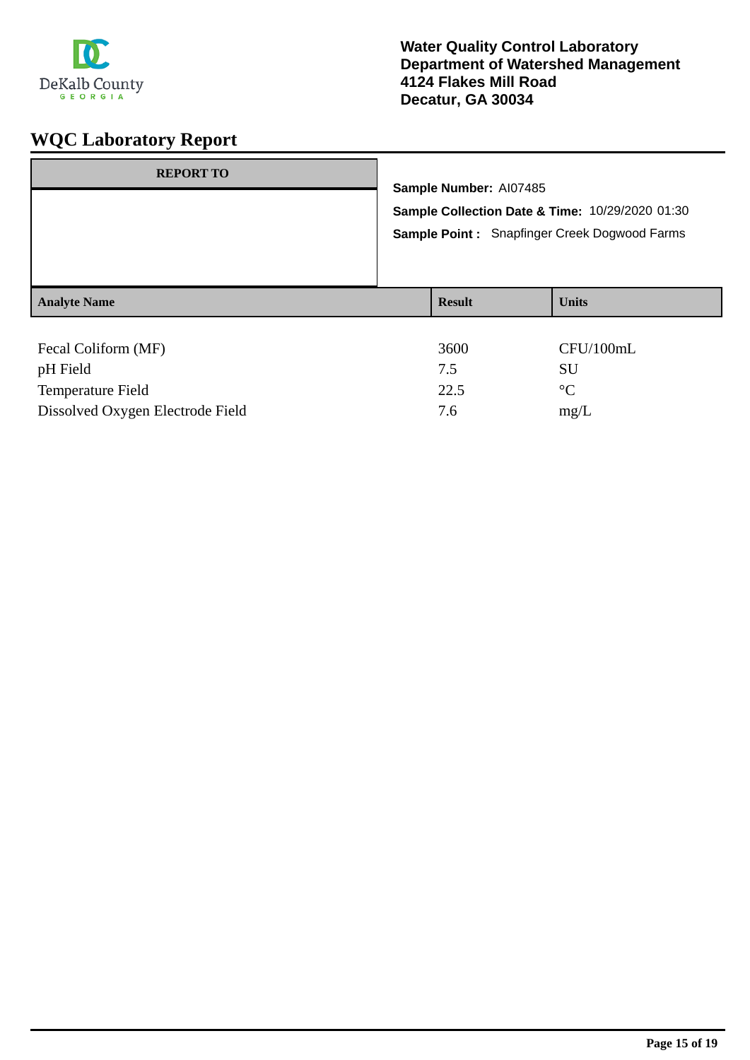**Water Quality Control Laboratory**
**Department of Watershed Management**
**4124 Flakes Mill Road**
**Decatur, GA 30034**

# WQC Laboratory Report

| REPORT TO |
|---|
| |

**Sample Number:** AI07485

**Sample Collection Date & Time:** 10/29/2020 01:30

**Sample Point :** Snapfinger Creek Dogwood Farms

| Analyte Name | Result | Units |
|---|---|---|
| Fecal Coliform (MF) | 3600 | CFU/100mL |
| pH Field | 7.5 | SU |
| Temperature Field | 22.5 | °C |
| Dissolved Oxygen Electrode Field | 7.6 | mg/L |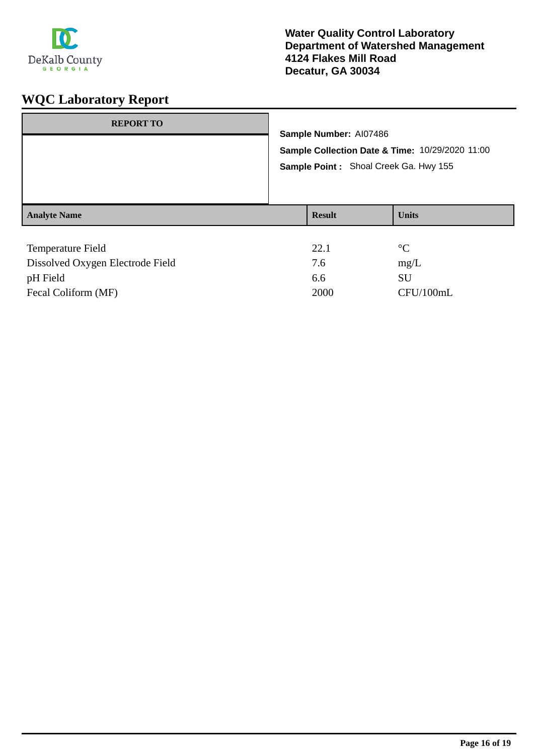DeKalb County
GEORGIA

**Water Quality Control Laboratory**
**Department of Watershed Management**
**4124 Flakes Mill Road**
**Decatur, GA 30034**

# WQC Laboratory Report

| REPORT TO |
| --- |
| |

**Sample Number:** AI07486

**Sample Collection Date & Time:** 10/29/2020 11:00

**Sample Point :** Shoal Creek Ga. Hwy 155

| Analyte Name | Result | Units |
| --- | --- | --- |
| Temperature Field | 22.1 | °C |
| Dissolved Oxygen Electrode Field | 7.6 | mg/L |
| pH Field | 6.6 | SU |
| Fecal Coliform (MF) | 2000 | CFU/100mL |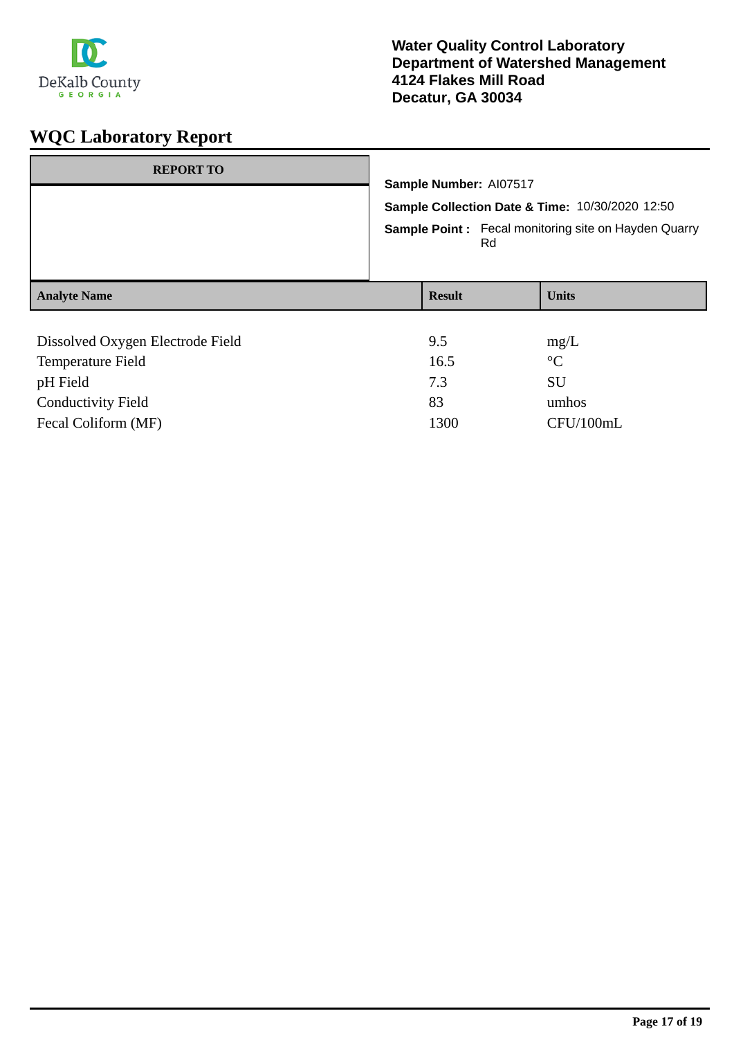DeKalb County
GEORGIA

**Water Quality Control Laboratory**
**Department of Watershed Management**
**4124 Flakes Mill Road**
**Decatur, GA 30034**

# WQC Laboratory Report

| REPORT TO |
|---|
| |

**Sample Number:** AI07517

**Sample Collection Date & Time:** 10/30/2020 12:50

**Sample Point :** Fecal monitoring site on Hayden Quarry Rd

| Analyte Name | Result | Units |
|---|---|---|
| Dissolved Oxygen Electrode Field | 9.5 | mg/L |
| Temperature Field | 16.5 | °C |
| pH Field | 7.3 | SU |
| Conductivity Field | 83 | umhos |
| Fecal Coliform (MF) | 1300 | CFU/100mL |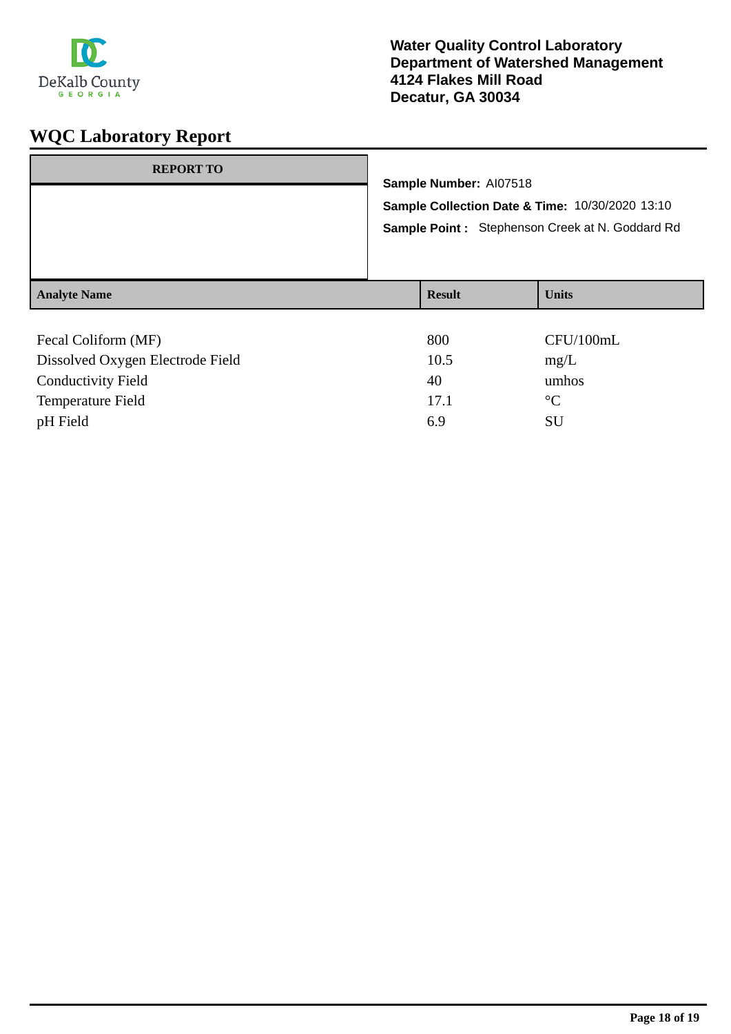DeKalb County
GEORGIA

**Water Quality Control Laboratory**
**Department of Watershed Management**
**4124 Flakes Mill Road**
**Decatur, GA 30034**

# WQC Laboratory Report

| REPORT TO |
|---|
| |

**Sample Number:** AI07518

**Sample Collection Date & Time:** 10/30/2020 13:10

**Sample Point :** Stephenson Creek at N. Goddard Rd

| Analyte Name | Result | Units |
|---|---|---|
| Fecal Coliform (MF) | 800 | CFU/100mL |
| Dissolved Oxygen Electrode Field | 10.5 | mg/L |
| Conductivity Field | 40 | umhos |
| Temperature Field | 17.1 | °C |
| pH Field | 6.9 | SU |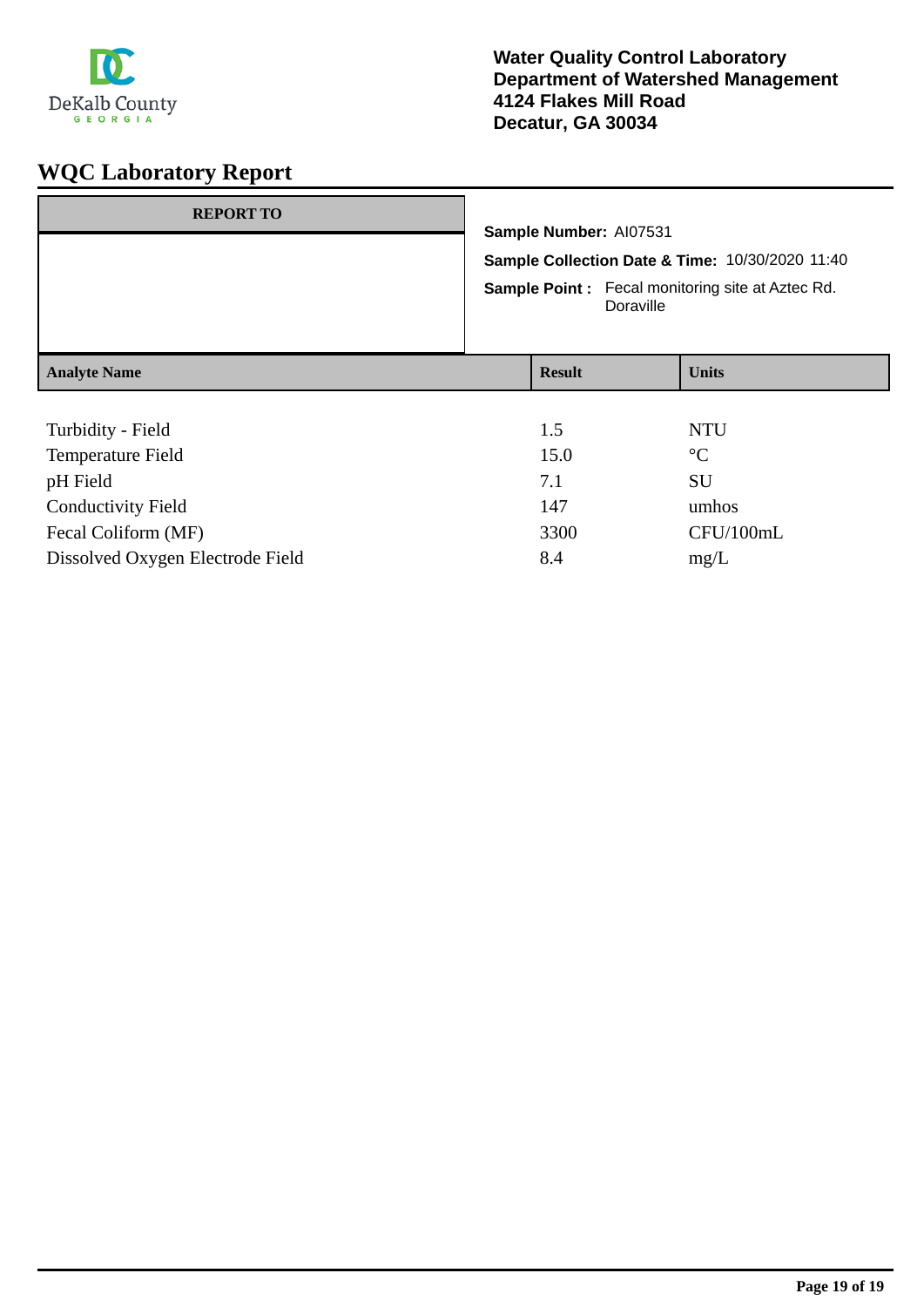Water Quality Control Laboratory
Department of Watershed Management
4124 Flakes Mill Road
Decatur, GA 30034

# WQC Laboratory Report

**REPORT TO**

**Sample Number:** AI07531

**Sample Collection Date & Time:** 10/30/2020 11:40

**Sample Point :** Fecal monitoring site at Aztec Rd. Doraville

| Analyte Name | Result | Units |
|---|---|---|
| Turbidity - Field | 1.5 | NTU |
| Temperature Field | 15.0 | °C |
| pH Field | 7.1 | SU |
| Conductivity Field | 147 | umhos |
| Fecal Coliform (MF) | 3300 | CFU/100mL |
| Dissolved Oxygen Electrode Field | 8.4 | mg/L |